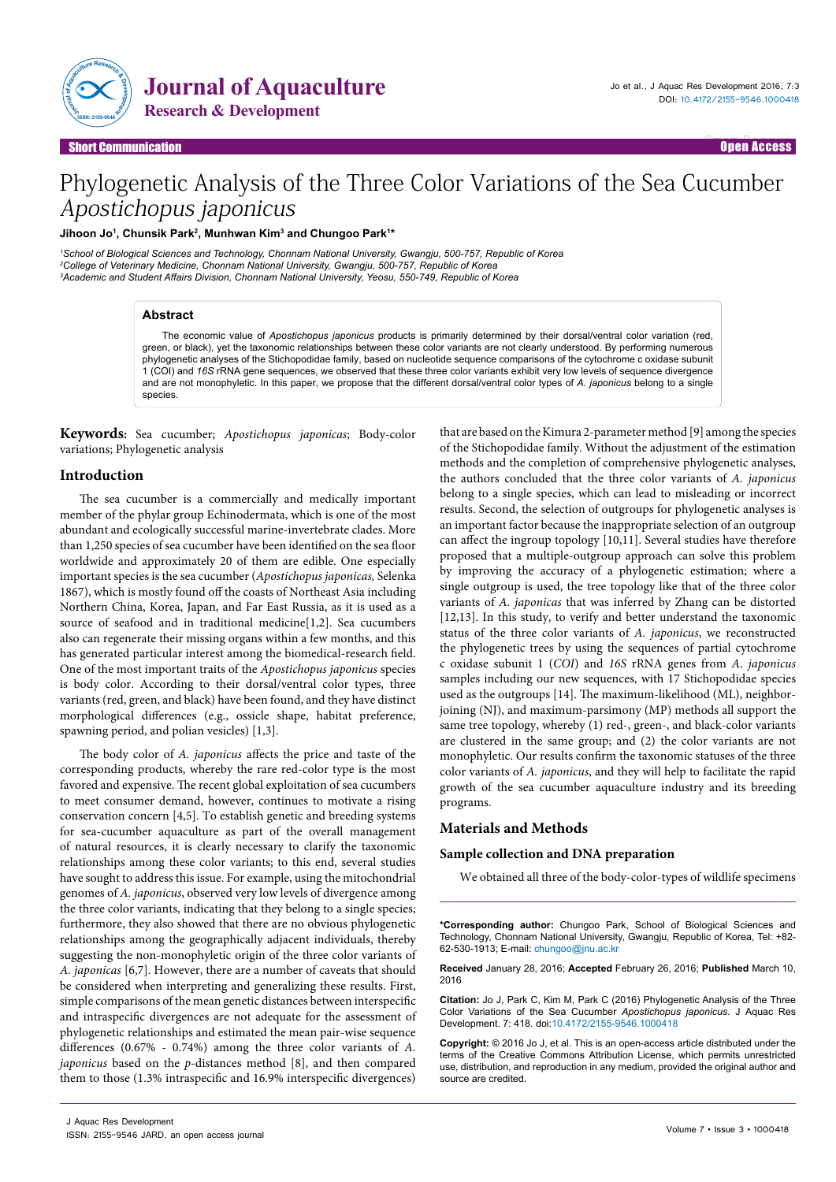Short Communication

Open Access

# Phylogenetic Analysis of the Three Color Variations of the Sea Cucumber *Apostichopus japonicus*

**Jihoon Jo[1], Chunsik Park[2], Munhwan Kim[3] and Chungoo Park[1]***

[1]School of Biological Sciences and Technology, Chonnam National University, Gwangju, 500-757, Republic of Korea
[2]College of Veterinary Medicine, Chonnam National University, Gwangju, 500-757, Republic of Korea
[3]Academic and Student Affairs Division, Chonnam National University, Yeosu, 550-749, Republic of Korea

## Abstract

The economic value of *Apostichopus japonicus* products is primarily determined by their dorsal/ventral color variation (red, green, or black), yet the taxonomic relationships between these color variants are not clearly understood. By performing numerous phylogenetic analyses of the Stichopodidae family, based on nucleotide sequence comparisons of the cytochrome c oxidase subunit 1 (COI) and *16S* rRNA gene sequences, we observed that these three color variants exhibit very low levels of sequence divergence and are not monophyletic. In this paper, we propose that the different dorsal/ventral color types of *A. japonicus* belong to a single species.

**Keywords:** Sea cucumber; *Apostichopus japonicas*; Body-color variations; Phylogenetic analysis

## Introduction

The sea cucumber is a commercially and medically important member of the phylar group Echinodermata, which is one of the most abundant and ecologically successful marine-invertebrate clades. More than 1,250 species of sea cucumber have been identified on the sea floor worldwide and approximately 20 of them are edible. One especially important species is the sea cucumber (*Apostichopus japonicas,* Selenka 1867), which is mostly found off the coasts of Northeast Asia including Northern China, Korea, Japan, and Far East Russia, as it is used as a source of seafood and in traditional medicine[1,2]. Sea cucumbers also can regenerate their missing organs within a few months, and this has generated particular interest among the biomedical-research field. One of the most important traits of the *Apostichopus japonicus* species is body color. According to their dorsal/ventral color types, three variants (red, green, and black) have been found, and they have distinct morphological differences (e.g., ossicle shape, habitat preference, spawning period, and polian vesicles) [1,3].

The body color of *A. japonicus* affects the price and taste of the corresponding products, whereby the rare red-color type is the most favored and expensive. The recent global exploitation of sea cucumbers to meet consumer demand, however, continues to motivate a rising conservation concern [4,5]. To establish genetic and breeding systems for sea-cucumber aquaculture as part of the overall management of natural resources, it is clearly necessary to clarify the taxonomic relationships among these color variants; to this end, several studies have sought to address this issue. For example, using the mitochondrial genomes of *A. japonicus*, observed very low levels of divergence among the three color variants, indicating that they belong to a single species; furthermore, they also showed that there are no obvious phylogenetic relationships among the geographically adjacent individuals, thereby suggesting the non-monophyletic origin of the three color variants of *A. japonicas* [6,7]. However, there are a number of caveats that should be considered when interpreting and generalizing these results. First, simple comparisons of the mean genetic distances between interspecific and intraspecific divergences are not adequate for the assessment of phylogenetic relationships and estimated the mean pair-wise sequence differences (0.67% - 0.74%) among the three color variants of *A. japonicus* based on the *p*-distances method [8], and then compared them to those (1.3% intraspecific and 16.9% interspecific divergences) that are based on the Kimura 2-parameter method [9] among the species of the Stichopodidae family. Without the adjustment of the estimation methods and the completion of comprehensive phylogenetic analyses, the authors concluded that the three color variants of *A. japonicus* belong to a single species, which can lead to misleading or incorrect results. Second, the selection of outgroups for phylogenetic analyses is an important factor because the inappropriate selection of an outgroup can affect the ingroup topology [10,11]. Several studies have therefore proposed that a multiple-outgroup approach can solve this problem by improving the accuracy of a phylogenetic estimation; where a single outgroup is used, the tree topology like that of the three color variants of *A. japonicas* that was inferred by Zhang can be distorted [12,13]. In this study, to verify and better understand the taxonomic status of the three color variants of *A. japonicus*, we reconstructed the phylogenetic trees by using the sequences of partial cytochrome c oxidase subunit 1 (*COI*) and *16S* rRNA genes from *A. japonicus* samples including our new sequences, with 17 Stichopodidae species used as the outgroups [14]. The maximum-likelihood (ML), neighbor-joining (NJ), and maximum-parsimony (MP) methods all support the same tree topology, whereby (1) red-, green-, and black-color variants are clustered in the same group; and (2) the color variants are not monophyletic. Our results confirm the taxonomic statuses of the three color variants of *A. japonicus*, and they will help to facilitate the rapid growth of the sea cucumber aquaculture industry and its breeding programs.

## Materials and Methods

### Sample collection and DNA preparation

We obtained all three of the body-color-types of wildlife specimens

**\*Corresponding author:** Chungoo Park, School of Biological Sciences and Technology, Chonnam National University, Gwangju, Republic of Korea, Tel: +82-62-530-1913; E-mail: chungoo@jnu.ac.kr

**Received** January 28, 2016; **Accepted** February 26, 2016; **Published** March 10, 2016

**Citation:** Jo J, Park C, Kim M, Park C (2016) Phylogenetic Analysis of the Three Color Variations of the Sea Cucumber *Apostichopus japonicus*. J Aquac Res Development. 7: 418. doi:10.4172/2155-9546.1000418

**Copyright:** © 2016 Jo J, et al. This is an open-access article distributed under the terms of the Creative Commons Attribution License, which permits unrestricted use, distribution, and reproduction in any medium, provided the original author and source are credited.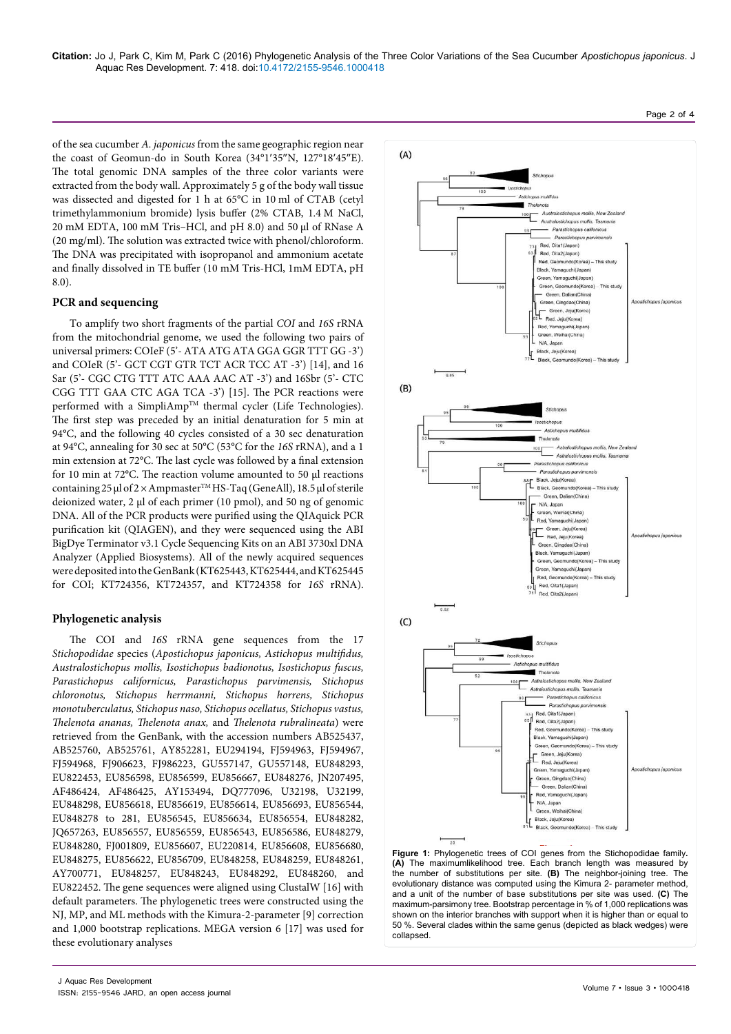of the sea cucumber *A. japonicus* from the same geographic region near the coast of Geomun-do in South Korea (34°1′35″N, 127°18′45″E). The total genomic DNA samples of the three color variants were extracted from the body wall. Approximately 5 g of the body wall tissue was dissected and digested for 1 h at 65°C in 10 ml of CTAB (cetyl trimethylammonium bromide) lysis buffer (2% CTAB, 1.4 M NaCl, 20 mM EDTA, 100 mM Tris–HCl, and pH 8.0) and 50 µl of RNase A (20 mg/ml). The solution was extracted twice with phenol/chloroform. The DNA was precipitated with isopropanol and ammonium acetate and finally dissolved in TE buffer (10 mM Tris-HCl, 1mM EDTA, pH 8.0).

## PCR and sequencing

To amplify two short fragments of the partial *COI* and *16S* rRNA from the mitochondrial genome, we used the following two pairs of universal primers: COIeF (5'- ATA ATG ATA GGA GGR TTT GG -3') and COIeR (5'- GCT CGT GTR TCT ACR TCC AT -3') [14], and 16 Sar (5'- CGC CTG TTT ATC AAA AAC AT -3') and 16Sbr (5'- CTC CGG TTT GAA CTC AGA TCA -3') [15]. The PCR reactions were performed with a SimpliAmp™ thermal cycler (Life Technologies). The first step was preceded by an initial denaturation for 5 min at 94°C, and the following 40 cycles consisted of a 30 sec denaturation at 94°C, annealing for 30 sec at 50°C (53°C for the *16S* rRNA), and a 1 min extension at 72°C. The last cycle was followed by a final extension for 10 min at 72°C. The reaction volume amounted to 50 µl reactions containing 25 µl of 2 × Ampmaster™ HS-Taq (GeneAll), 18.5 µl of sterile deionized water, 2 µl of each primer (10 pmol), and 50 ng of genomic DNA. All of the PCR products were purified using the QIAquick PCR purification kit (QIAGEN), and they were sequenced using the ABI BigDye Terminator v3.1 Cycle Sequencing Kits on an ABI 3730xl DNA Analyzer (Applied Biosystems). All of the newly acquired sequences were deposited into the GenBank (KT625443, KT625444, and KT625445 for COI; KT724356, KT724357, and KT724358 for *16S* rRNA).

## Phylogenetic analysis

The COI and *16S* rRNA gene sequences from the 17 *Stichopodidae* species (*Apostichopus japonicus, Astichopus multifidus, Australostichopus mollis, Isostichopus badionotus, Isostichopus fuscus, Parastichopus californicus, Parastichopus parvimensis, Stichopus chloronotus, Stichopus herrmanni, Stichopus horrens, Stichopus monotuberculatus, Stichopus naso, Stichopus ocellatus, Stichopus vastus, Thelenota ananas, Thelenota anax,* and *Thelenota rubralineata*) were retrieved from the GenBank, with the accession numbers AB525437, AB525760, AB525761, AY852281, EU294194, FJ594963, FJ594967, FJ594968, FJ906623, FJ986223, GU557147, GU557148, EU848293, EU822453, EU856598, EU856599, EU856667, EU848276, JN207495, AF486424, AF486425, AY153494, DQ777096, U32198, U32199, EU848298, EU856618, EU856619, EU856614, EU856693, EU856544, EU848278 to 281, EU856545, EU856634, EU856554, EU848282, JQ657263, EU856557, EU856559, EU856543, EU856586, EU848279, EU848280, FJ001809, EU856607, EU220814, EU856608, EU856680, EU848275, EU856622, EU856709, EU848258, EU848259, EU848261, AY700771, EU848257, EU848243, EU848292, EU848260, and EU822452. The gene sequences were aligned using ClustalW [16] with default parameters. The phylogenetic trees were constructed using the NJ, MP, and ML methods with the Kimura-2-parameter [9] correction and 1,000 bootstrap replications. MEGA version 6 [17] was used for these evolutionary analyses

**Figure 1:** Phylogenetic trees of COI genes from the Stichopodidae family. **(A)** The maximumlikelihood tree. Each branch length was measured by the number of substitutions per site. **(B)** The neighbor-joining tree. The evolutionary distance was computed using the Kimura 2- parameter method, and a unit of the number of base substitutions per site was used. **(C)** The maximum-parsimony tree. Bootstrap percentage in % of 1,000 replications was shown on the interior branches with support when it is higher than or equal to 50 %. Several clades within the same genus (depicted as black wedges) were collapsed.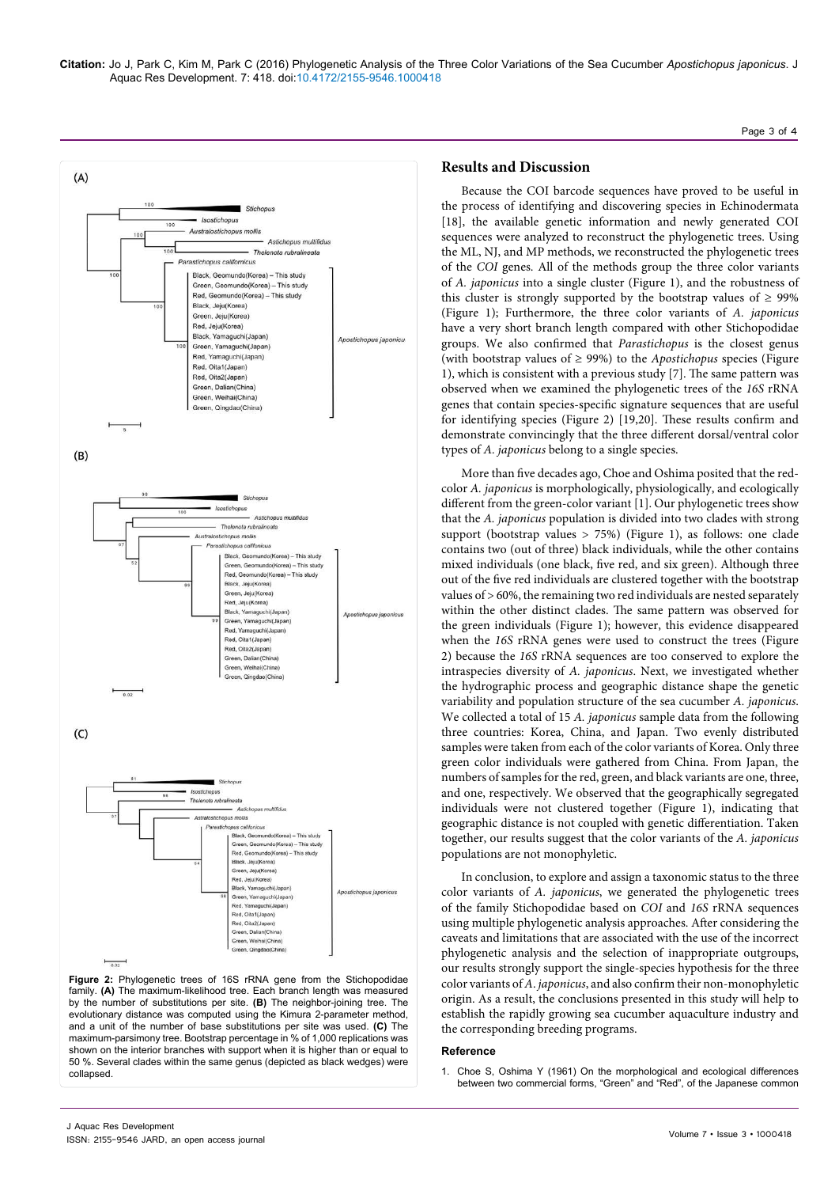Figure 2: Phylogenetic trees of 16S rRNA gene from the Stichopodidae family. **(A)** The maximum-likelihood tree. Each branch length was measured by the number of substitutions per site. **(B)** The neighbor-joining tree. The evolutionary distance was computed using the Kimura 2-parameter method, and a unit of the number of base substitutions per site was used. **(C)** The maximum-parsimony tree. Bootstrap percentage in % of 1,000 replications was shown on the interior branches with support when it is higher than or equal to 50 %. Several clades within the same genus (depicted as black wedges) were collapsed.

## Results and Discussion

Because the COI barcode sequences have proved to be useful in the process of identifying and discovering species in Echinodermata [18], the available genetic information and newly generated COI sequences were analyzed to reconstruct the phylogenetic trees. Using the ML, NJ, and MP methods, we reconstructed the phylogenetic trees of the *COI* genes. All of the methods group the three color variants of *A. japonicus* into a single cluster (Figure 1), and the robustness of this cluster is strongly supported by the bootstrap values of ≥ 99% (Figure 1); Furthermore, the three color variants of *A. japonicus* have a very short branch length compared with other Stichopodidae groups. We also confirmed that *Parastichopus* is the closest genus (with bootstrap values of ≥ 99%) to the *Apostichopus* species (Figure 1), which is consistent with a previous study [7]. The same pattern was observed when we examined the phylogenetic trees of the *16S* rRNA genes that contain species-specific signature sequences that are useful for identifying species (Figure 2) [19,20]. These results confirm and demonstrate convincingly that the three different dorsal/ventral color types of *A. japonicus* belong to a single species.

More than five decades ago, Choe and Oshima posited that the red-color *A. japonicus* is morphologically, physiologically, and ecologically different from the green-color variant [1]. Our phylogenetic trees show that the *A. japonicus* population is divided into two clades with strong support (bootstrap values > 75%) (Figure 1), as follows: one clade contains two (out of three) black individuals, while the other contains mixed individuals (one black, five red, and six green). Although three out of the five red individuals are clustered together with the bootstrap values of > 60%, the remaining two red individuals are nested separately within the other distinct clades. The same pattern was observed for the green individuals (Figure 1); however, this evidence disappeared when the *16S* rRNA genes were used to construct the trees (Figure 2) because the *16S* rRNA sequences are too conserved to explore the intraspecies diversity of *A. japonicus*. Next, we investigated whether the hydrographic process and geographic distance shape the genetic variability and population structure of the sea cucumber *A. japonicus*. We collected a total of 15 *A. japonicus* sample data from the following three countries: Korea, China, and Japan. Two evenly distributed samples were taken from each of the color variants of Korea. Only three green color individuals were gathered from China. From Japan, the numbers of samples for the red, green, and black variants are one, three, and one, respectively. We observed that the geographically segregated individuals were not clustered together (Figure 1), indicating that geographic distance is not coupled with genetic differentiation. Taken together, our results suggest that the color variants of the *A. japonicus* populations are not monophyletic.

In conclusion, to explore and assign a taxonomic status to the three color variants of *A. japonicus*, we generated the phylogenetic trees of the family Stichopodidae based on *COI* and *16S* rRNA sequences using multiple phylogenetic analysis approaches. After considering the caveats and limitations that are associated with the use of the incorrect phylogenetic analysis and the selection of inappropriate outgroups, our results strongly support the single-species hypothesis for the three color variants of *A. japonicus*, and also confirm their non-monophyletic origin. As a result, the conclusions presented in this study will help to establish the rapidly growing sea cucumber aquaculture industry and the corresponding breeding programs.

### Reference

1. Choe S, Oshima Y (1961) On the morphological and ecological differences between two commercial forms, "Green" and "Red", of the Japanese common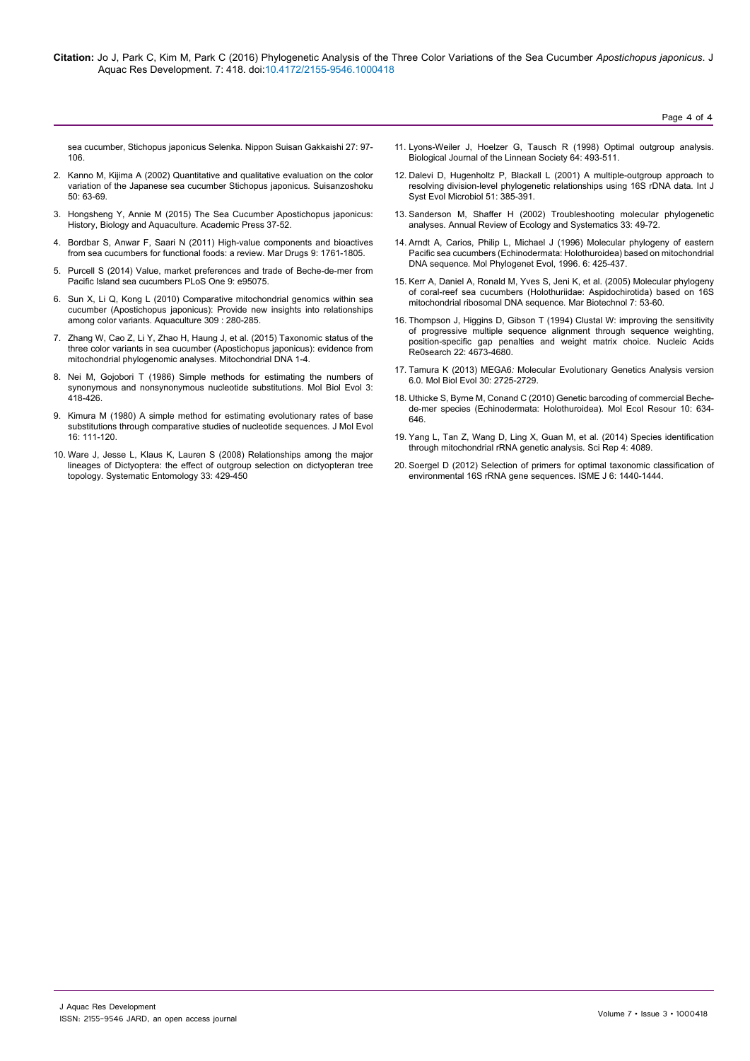sea cucumber, Stichopus japonicus Selenka. Nippon Suisan Gakkaishi 27: 97-106.

2. Kanno M, Kijima A (2002) Quantitative and qualitative evaluation on the color variation of the Japanese sea cucumber Stichopus japonicus. Suisanzoshoku 50: 63-69.
3. Hongsheng Y, Annie M (2015) The Sea Cucumber Apostichopus japonicus: History, Biology and Aquaculture. Academic Press 37-52.
4. Bordbar S, Anwar F, Saari N (2011) High-value components and bioactives from sea cucumbers for functional foods: a review. Mar Drugs 9: 1761-1805.
5. Purcell S (2014) Value, market preferences and trade of Beche-de-mer from Pacific Island sea cucumbers PLoS One 9: e95075.
6. Sun X, Li Q, Kong L (2010) Comparative mitochondrial genomics within sea cucumber (Apostichopus japonicus): Provide new insights into relationships among color variants. Aquaculture 309 : 280-285.
7. Zhang W, Cao Z, Li Y, Zhao H, Haung J, et al. (2015) Taxonomic status of the three color variants in sea cucumber (Apostichopus japonicus): evidence from mitochondrial phylogenomic analyses. Mitochondrial DNA 1-4.
8. Nei M, Gojobori T (1986) Simple methods for estimating the numbers of synonymous and nonsynonymous nucleotide substitutions. Mol Biol Evol 3: 418-426.
9. Kimura M (1980) A simple method for estimating evolutionary rates of base substitutions through comparative studies of nucleotide sequences. J Mol Evol 16: 111-120.
10. Ware J, Jesse L, Klaus K, Lauren S (2008) Relationships among the major lineages of Dictyoptera: the effect of outgroup selection on dictyopteran tree topology. Systematic Entomology 33: 429-450
11. Lyons-Weiler J, Hoelzer G, Tausch R (1998) Optimal outgroup analysis. Biological Journal of the Linnean Society 64: 493-511.
12. Dalevi D, Hugenholtz P, Blackall L (2001) A multiple-outgroup approach to resolving division-level phylogenetic relationships using 16S rDNA data. Int J Syst Evol Microbiol 51: 385-391.
13. Sanderson M, Shaffer H (2002) Troubleshooting molecular phylogenetic analyses. Annual Review of Ecology and Systematics 33: 49-72.
14. Arndt A, Carios, Philip L, Michael J (1996) Molecular phylogeny of eastern Pacific sea cucumbers (Echinodermata: Holothuroidea) based on mitochondrial DNA sequence. Mol Phylogenet Evol, 1996. 6: 425-437.
15. Kerr A, Daniel A, Ronald M, Yves S, Jeni K, et al. (2005) Molecular phylogeny of coral-reef sea cucumbers (Holothuriidae: Aspidochirotida) based on 16S mitochondrial ribosomal DNA sequence. Mar Biotechnol 7: 53-60.
16. Thompson J, Higgins D, Gibson T (1994) Clustal W: improving the sensitivity of progressive multiple sequence alignment through sequence weighting, position-specific gap penalties and weight matrix choice. Nucleic Acids Re0search 22: 4673-4680.
17. Tamura K (2013) MEGA6: Molecular Evolutionary Genetics Analysis version 6.0. Mol Biol Evol 30: 2725-2729.
18. Uthicke S, Byrne M, Conand C (2010) Genetic barcoding of commercial Beche-de-mer species (Echinodermata: Holothuroidea). Mol Ecol Resour 10: 634-646.
19. Yang L, Tan Z, Wang D, Ling X, Guan M, et al. (2014) Species identification through mitochondrial rRNA genetic analysis. Sci Rep 4: 4089.
20. Soergel D (2012) Selection of primers for optimal taxonomic classification of environmental 16S rRNA gene sequences. ISME J 6: 1440-1444.